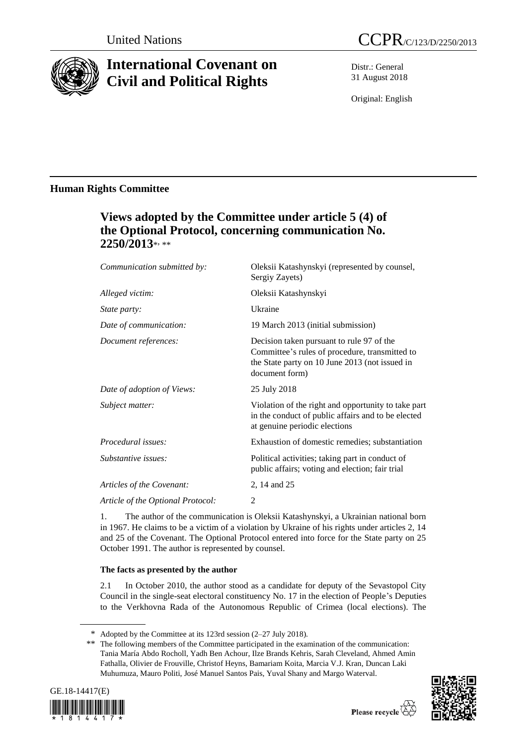United Nations

CCPR/C/123/D/2250/2013

# International Covenant on Civil and Political Rights

Distr.: General
31 August 2018

Original: English

## Human Rights Committee

### Views adopted by the Committee under article 5 (4) of the Optional Protocol, concerning communication No. 2250/2013*, **

| | |
|---|---|
| *Communication submitted by:* | Oleksii Katashynskyi (represented by counsel, Sergiy Zayets) |
| *Alleged victim:* | Oleksii Katashynskyi |
| *State party:* | Ukraine |
| *Date of communication:* | 19 March 2013 (initial submission) |
| *Document references:* | Decision taken pursuant to rule 97 of the Committee's rules of procedure, transmitted to the State party on 10 June 2013 (not issued in document form) |
| *Date of adoption of Views:* | 25 July 2018 |
| *Subject matter:* | Violation of the right and opportunity to take part in the conduct of public affairs and to be elected at genuine periodic elections |
| *Procedural issues:* | Exhaustion of domestic remedies; substantiation |
| *Substantive issues:* | Political activities; taking part in conduct of public affairs; voting and election; fair trial |
| *Articles of the Covenant:* | 2, 14 and 25 |
| *Article of the Optional Protocol:* | 2 |

1. The author of the communication is Oleksii Katashynskyi, a Ukrainian national born in 1967. He claims to be a victim of a violation by Ukraine of his rights under articles 2, 14 and 25 of the Covenant. The Optional Protocol entered into force for the State party on 25 October 1991. The author is represented by counsel.

**The facts as presented by the author**

2.1 In October 2010, the author stood as a candidate for deputy of the Sevastopol City Council in the single-seat electoral constituency No. 17 in the election of People's Deputies to the Verkhovna Rada of the Autonomous Republic of Crimea (local elections). The

\* Adopted by the Committee at its 123rd session (2–27 July 2018).

\*\* The following members of the Committee participated in the examination of the communication: Tania María Abdo Rocholl, Yadh Ben Achour, Ilze Brands Kehris, Sarah Cleveland, Ahmed Amin Fathalla, Olivier de Frouville, Christof Heyns, Bamariam Koita, Marcia V.J. Kran, Duncan Laki Muhumuza, Mauro Politi, José Manuel Santos Pais, Yuval Shany and Margo Waterval.

GE.18-14417(E)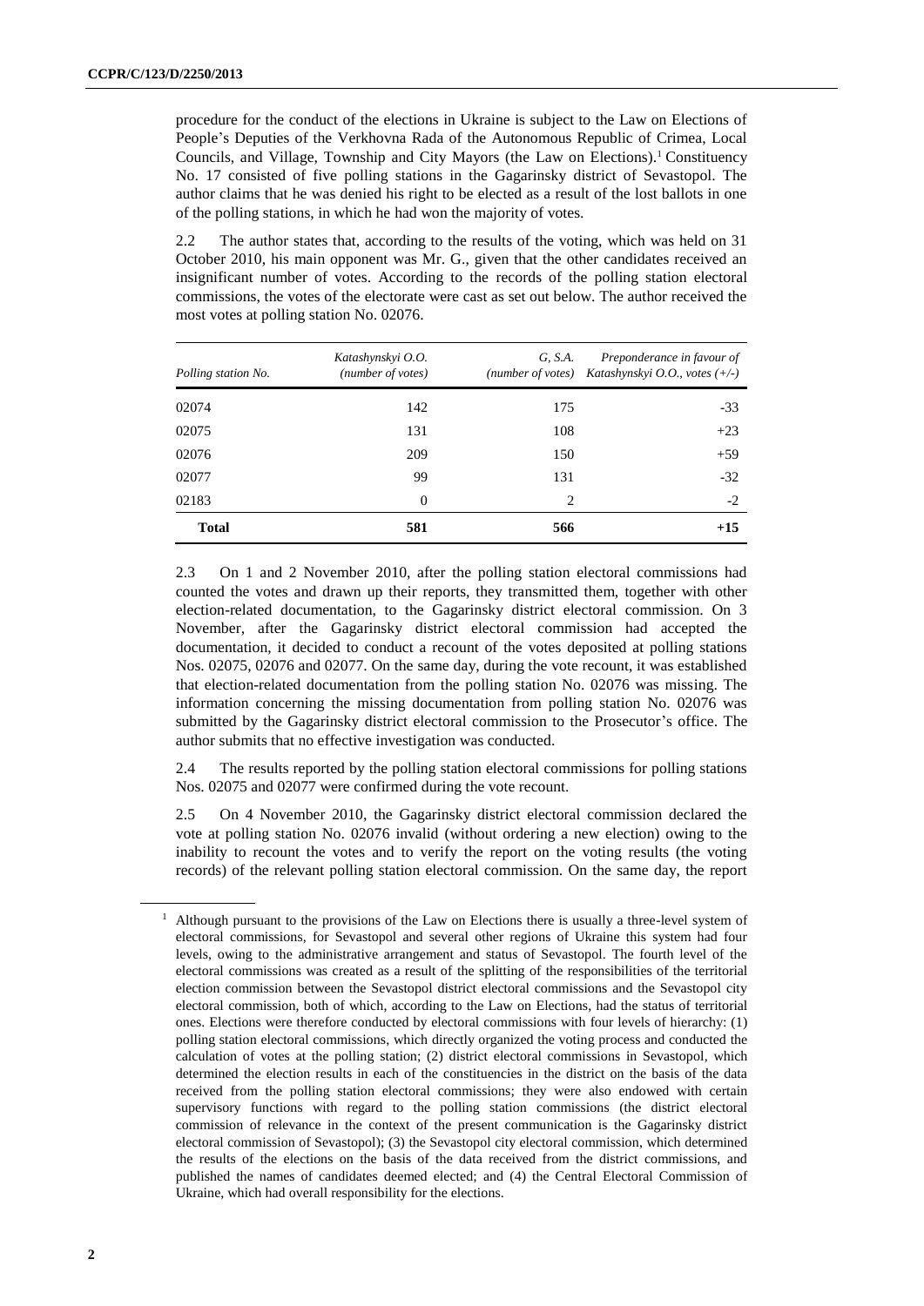procedure for the conduct of the elections in Ukraine is subject to the Law on Elections of People's Deputies of the Verkhovna Rada of the Autonomous Republic of Crimea, Local Councils, and Village, Township and City Mayors (the Law on Elections).[1] Constituency No. 17 consisted of five polling stations in the Gagarinsky district of Sevastopol. The author claims that he was denied his right to be elected as a result of the lost ballots in one of the polling stations, in which he had won the majority of votes.

2.2 The author states that, according to the results of the voting, which was held on 31 October 2010, his main opponent was Mr. G., given that the other candidates received an insignificant number of votes. According to the records of the polling station electoral commissions, the votes of the electorate were cast as set out below. The author received the most votes at polling station No. 02076.

| Polling station No. | Katashynskyi O.O. (number of votes) | G, S.A. (number of votes) | Preponderance in favour of Katashynskyi O.O., votes (+/-) |
|---|---|---|---|
| 02074 | 142 | 175 | -33 |
| 02075 | 131 | 108 | +23 |
| 02076 | 209 | 150 | +59 |
| 02077 | 99 | 131 | -32 |
| 02183 | 0 | 2 | -2 |
| **Total** | **581** | **566** | **+15** |

2.3 On 1 and 2 November 2010, after the polling station electoral commissions had counted the votes and drawn up their reports, they transmitted them, together with other election-related documentation, to the Gagarinsky district electoral commission. On 3 November, after the Gagarinsky district electoral commission had accepted the documentation, it decided to conduct a recount of the votes deposited at polling stations Nos. 02075, 02076 and 02077. On the same day, during the vote recount, it was established that election-related documentation from the polling station No. 02076 was missing. The information concerning the missing documentation from polling station No. 02076 was submitted by the Gagarinsky district electoral commission to the Prosecutor's office. The author submits that no effective investigation was conducted.

2.4 The results reported by the polling station electoral commissions for polling stations Nos. 02075 and 02077 were confirmed during the vote recount.

2.5 On 4 November 2010, the Gagarinsky district electoral commission declared the vote at polling station No. 02076 invalid (without ordering a new election) owing to the inability to recount the votes and to verify the report on the voting results (the voting records) of the relevant polling station electoral commission. On the same day, the report

[1] Although pursuant to the provisions of the Law on Elections there is usually a three-level system of electoral commissions, for Sevastopol and several other regions of Ukraine this system had four levels, owing to the administrative arrangement and status of Sevastopol. The fourth level of the electoral commissions was created as a result of the splitting of the responsibilities of the territorial election commission between the Sevastopol district electoral commissions and the Sevastopol city electoral commission, both of which, according to the Law on Elections, had the status of territorial ones. Elections were therefore conducted by electoral commissions with four levels of hierarchy: (1) polling station electoral commissions, which directly organized the voting process and conducted the calculation of votes at the polling station; (2) district electoral commissions in Sevastopol, which determined the election results in each of the constituencies in the district on the basis of the data received from the polling station electoral commissions; they were also endowed with certain supervisory functions with regard to the polling station commissions (the district electoral commission of relevance in the context of the present communication is the Gagarinsky district electoral commission of Sevastopol); (3) the Sevastopol city electoral commission, which determined the results of the elections on the basis of the data received from the district commissions, and published the names of candidates deemed elected; and (4) the Central Electoral Commission of Ukraine, which had overall responsibility for the elections.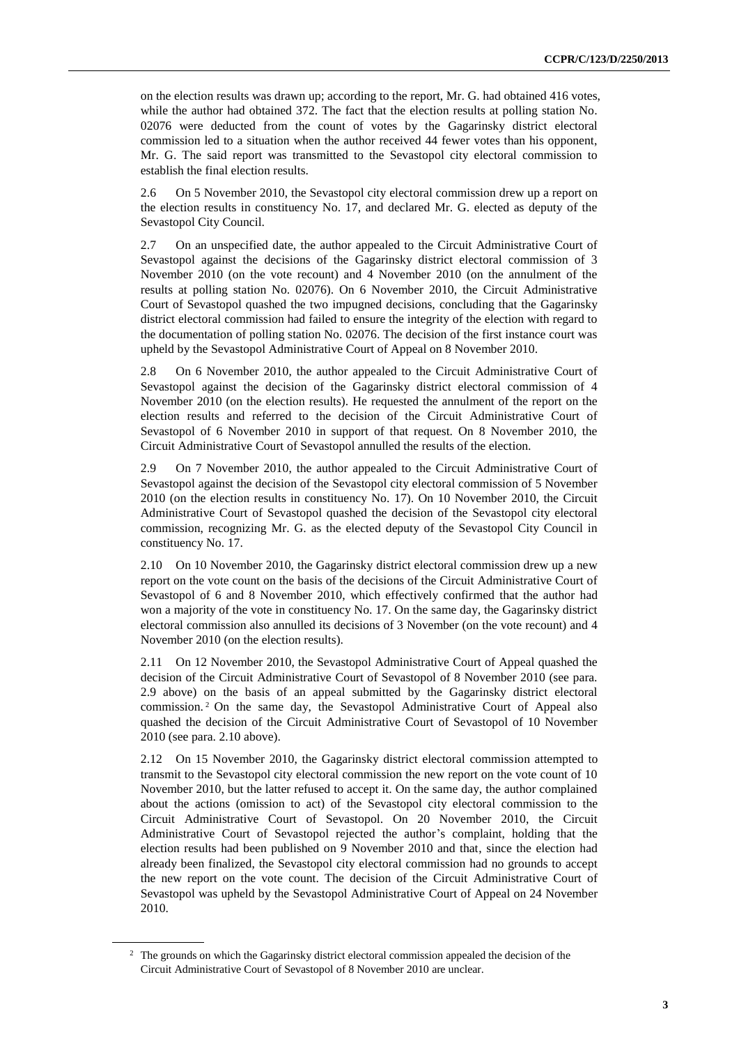on the election results was drawn up; according to the report, Mr. G. had obtained 416 votes, while the author had obtained 372. The fact that the election results at polling station No. 02076 were deducted from the count of votes by the Gagarinsky district electoral commission led to a situation when the author received 44 fewer votes than his opponent, Mr. G. The said report was transmitted to the Sevastopol city electoral commission to establish the final election results.

2.6 On 5 November 2010, the Sevastopol city electoral commission drew up a report on the election results in constituency No. 17, and declared Mr. G. elected as deputy of the Sevastopol City Council.

2.7 On an unspecified date, the author appealed to the Circuit Administrative Court of Sevastopol against the decisions of the Gagarinsky district electoral commission of 3 November 2010 (on the vote recount) and 4 November 2010 (on the annulment of the results at polling station No. 02076). On 6 November 2010, the Circuit Administrative Court of Sevastopol quashed the two impugned decisions, concluding that the Gagarinsky district electoral commission had failed to ensure the integrity of the election with regard to the documentation of polling station No. 02076. The decision of the first instance court was upheld by the Sevastopol Administrative Court of Appeal on 8 November 2010.

2.8 On 6 November 2010, the author appealed to the Circuit Administrative Court of Sevastopol against the decision of the Gagarinsky district electoral commission of 4 November 2010 (on the election results). He requested the annulment of the report on the election results and referred to the decision of the Circuit Administrative Court of Sevastopol of 6 November 2010 in support of that request. On 8 November 2010, the Circuit Administrative Court of Sevastopol annulled the results of the election.

2.9 On 7 November 2010, the author appealed to the Circuit Administrative Court of Sevastopol against the decision of the Sevastopol city electoral commission of 5 November 2010 (on the election results in constituency No. 17). On 10 November 2010, the Circuit Administrative Court of Sevastopol quashed the decision of the Sevastopol city electoral commission, recognizing Mr. G. as the elected deputy of the Sevastopol City Council in constituency No. 17.

2.10 On 10 November 2010, the Gagarinsky district electoral commission drew up a new report on the vote count on the basis of the decisions of the Circuit Administrative Court of Sevastopol of 6 and 8 November 2010, which effectively confirmed that the author had won a majority of the vote in constituency No. 17. On the same day, the Gagarinsky district electoral commission also annulled its decisions of 3 November (on the vote recount) and 4 November 2010 (on the election results).

2.11 On 12 November 2010, the Sevastopol Administrative Court of Appeal quashed the decision of the Circuit Administrative Court of Sevastopol of 8 November 2010 (see para. 2.9 above) on the basis of an appeal submitted by the Gagarinsky district electoral commission.[2] On the same day, the Sevastopol Administrative Court of Appeal also quashed the decision of the Circuit Administrative Court of Sevastopol of 10 November 2010 (see para. 2.10 above).

2.12 On 15 November 2010, the Gagarinsky district electoral commission attempted to transmit to the Sevastopol city electoral commission the new report on the vote count of 10 November 2010, but the latter refused to accept it. On the same day, the author complained about the actions (omission to act) of the Sevastopol city electoral commission to the Circuit Administrative Court of Sevastopol. On 20 November 2010, the Circuit Administrative Court of Sevastopol rejected the author's complaint, holding that the election results had been published on 9 November 2010 and that, since the election had already been finalized, the Sevastopol city electoral commission had no grounds to accept the new report on the vote count. The decision of the Circuit Administrative Court of Sevastopol was upheld by the Sevastopol Administrative Court of Appeal on 24 November 2010.

---

[2] The grounds on which the Gagarinsky district electoral commission appealed the decision of the Circuit Administrative Court of Sevastopol of 8 November 2010 are unclear.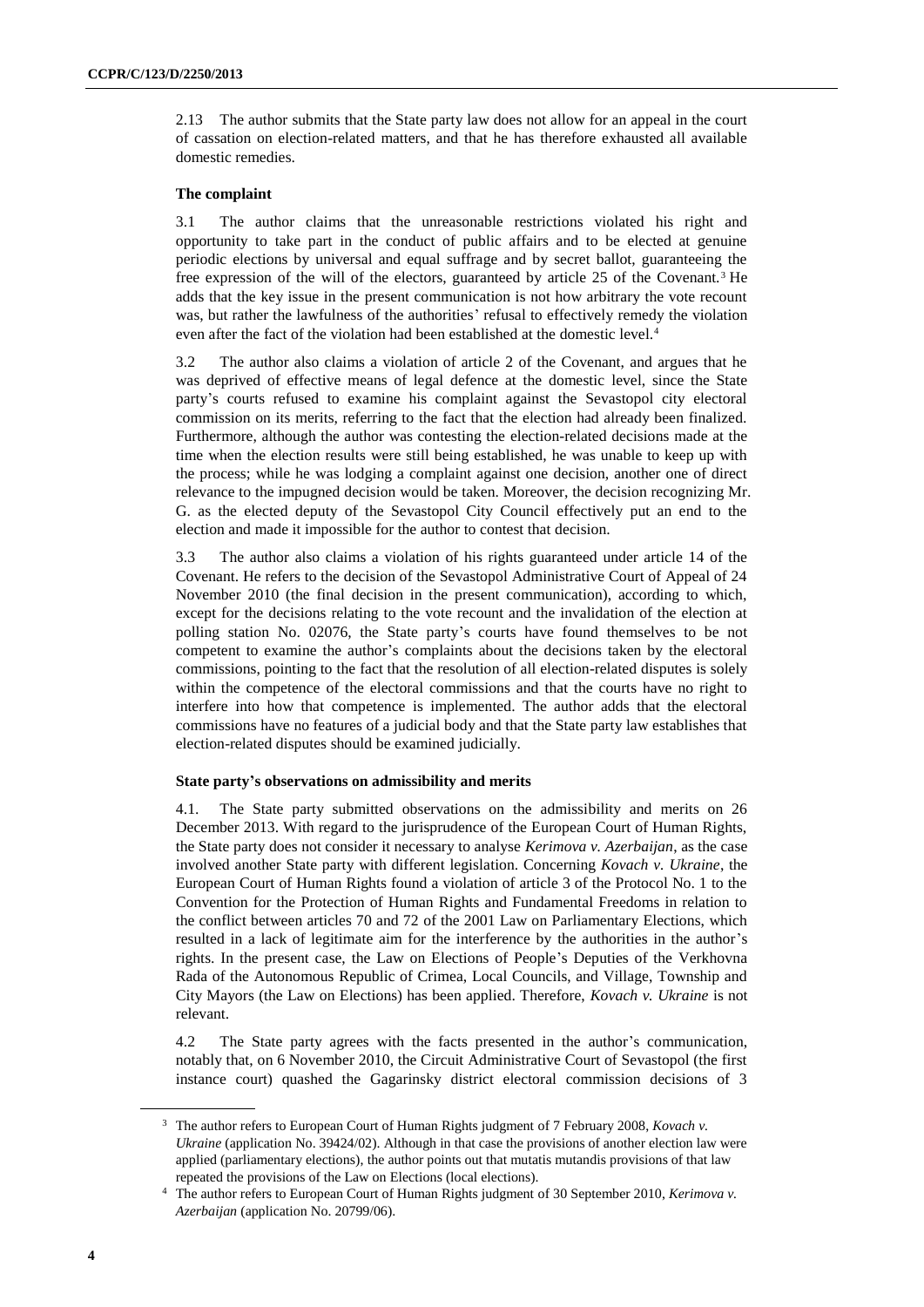2.13 The author submits that the State party law does not allow for an appeal in the court of cassation on election-related matters, and that he has therefore exhausted all available domestic remedies.

### The complaint

3.1 The author claims that the unreasonable restrictions violated his right and opportunity to take part in the conduct of public affairs and to be elected at genuine periodic elections by universal and equal suffrage and by secret ballot, guaranteeing the free expression of the will of the electors, guaranteed by article 25 of the Covenant.[3] He adds that the key issue in the present communication is not how arbitrary the vote recount was, but rather the lawfulness of the authorities' refusal to effectively remedy the violation even after the fact of the violation had been established at the domestic level.[4]

3.2 The author also claims a violation of article 2 of the Covenant, and argues that he was deprived of effective means of legal defence at the domestic level, since the State party's courts refused to examine his complaint against the Sevastopol city electoral commission on its merits, referring to the fact that the election had already been finalized. Furthermore, although the author was contesting the election-related decisions made at the time when the election results were still being established, he was unable to keep up with the process; while he was lodging a complaint against one decision, another one of direct relevance to the impugned decision would be taken. Moreover, the decision recognizing Mr. G. as the elected deputy of the Sevastopol City Council effectively put an end to the election and made it impossible for the author to contest that decision.

3.3 The author also claims a violation of his rights guaranteed under article 14 of the Covenant. He refers to the decision of the Sevastopol Administrative Court of Appeal of 24 November 2010 (the final decision in the present communication), according to which, except for the decisions relating to the vote recount and the invalidation of the election at polling station No. 02076, the State party's courts have found themselves to be not competent to examine the author's complaints about the decisions taken by the electoral commissions, pointing to the fact that the resolution of all election-related disputes is solely within the competence of the electoral commissions and that the courts have no right to interfere into how that competence is implemented. The author adds that the electoral commissions have no features of a judicial body and that the State party law establishes that election-related disputes should be examined judicially.

### State party's observations on admissibility and merits

4.1. The State party submitted observations on the admissibility and merits on 26 December 2013. With regard to the jurisprudence of the European Court of Human Rights, the State party does not consider it necessary to analyse *Kerimova v. Azerbaijan*, as the case involved another State party with different legislation. Concerning *Kovach v. Ukraine*, the European Court of Human Rights found a violation of article 3 of the Protocol No. 1 to the Convention for the Protection of Human Rights and Fundamental Freedoms in relation to the conflict between articles 70 and 72 of the 2001 Law on Parliamentary Elections, which resulted in a lack of legitimate aim for the interference by the authorities in the author's rights. In the present case, the Law on Elections of People's Deputies of the Verkhovna Rada of the Autonomous Republic of Crimea, Local Councils, and Village, Township and City Mayors (the Law on Elections) has been applied. Therefore, *Kovach v. Ukraine* is not relevant.

4.2 The State party agrees with the facts presented in the author's communication, notably that, on 6 November 2010, the Circuit Administrative Court of Sevastopol (the first instance court) quashed the Gagarinsky district electoral commission decisions of 3

---

[3] The author refers to European Court of Human Rights judgment of 7 February 2008, *Kovach v. Ukraine* (application No. 39424/02). Although in that case the provisions of another election law were applied (parliamentary elections), the author points out that mutatis mutandis provisions of that law repeated the provisions of the Law on Elections (local elections).

[4] The author refers to European Court of Human Rights judgment of 30 September 2010, *Kerimova v. Azerbaijan* (application No. 20799/06).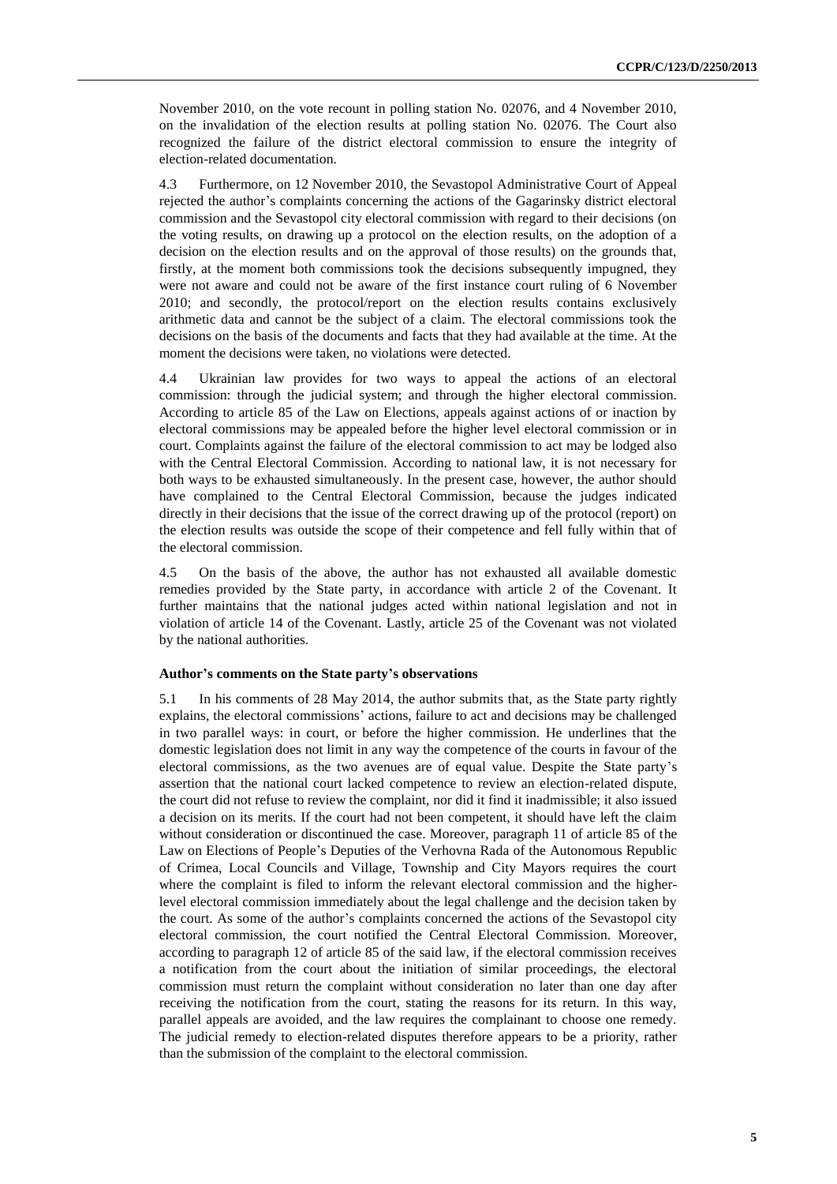November 2010, on the vote recount in polling station No. 02076, and 4 November 2010, on the invalidation of the election results at polling station No. 02076. The Court also recognized the failure of the district electoral commission to ensure the integrity of election-related documentation.

4.3 Furthermore, on 12 November 2010, the Sevastopol Administrative Court of Appeal rejected the author's complaints concerning the actions of the Gagarinsky district electoral commission and the Sevastopol city electoral commission with regard to their decisions (on the voting results, on drawing up a protocol on the election results, on the adoption of a decision on the election results and on the approval of those results) on the grounds that, firstly, at the moment both commissions took the decisions subsequently impugned, they were not aware and could not be aware of the first instance court ruling of 6 November 2010; and secondly, the protocol/report on the election results contains exclusively arithmetic data and cannot be the subject of a claim. The electoral commissions took the decisions on the basis of the documents and facts that they had available at the time. At the moment the decisions were taken, no violations were detected.

4.4 Ukrainian law provides for two ways to appeal the actions of an electoral commission: through the judicial system; and through the higher electoral commission. According to article 85 of the Law on Elections, appeals against actions of or inaction by electoral commissions may be appealed before the higher level electoral commission or in court. Complaints against the failure of the electoral commission to act may be lodged also with the Central Electoral Commission. According to national law, it is not necessary for both ways to be exhausted simultaneously. In the present case, however, the author should have complained to the Central Electoral Commission, because the judges indicated directly in their decisions that the issue of the correct drawing up of the protocol (report) on the election results was outside the scope of their competence and fell fully within that of the electoral commission.

4.5 On the basis of the above, the author has not exhausted all available domestic remedies provided by the State party, in accordance with article 2 of the Covenant. It further maintains that the national judges acted within national legislation and not in violation of article 14 of the Covenant. Lastly, article 25 of the Covenant was not violated by the national authorities.

### Author's comments on the State party's observations

5.1 In his comments of 28 May 2014, the author submits that, as the State party rightly explains, the electoral commissions' actions, failure to act and decisions may be challenged in two parallel ways: in court, or before the higher commission. He underlines that the domestic legislation does not limit in any way the competence of the courts in favour of the electoral commissions, as the two avenues are of equal value. Despite the State party's assertion that the national court lacked competence to review an election-related dispute, the court did not refuse to review the complaint, nor did it find it inadmissible; it also issued a decision on its merits. If the court had not been competent, it should have left the claim without consideration or discontinued the case. Moreover, paragraph 11 of article 85 of the Law on Elections of People's Deputies of the Verhovna Rada of the Autonomous Republic of Crimea, Local Councils and Village, Township and City Mayors requires the court where the complaint is filed to inform the relevant electoral commission and the higher-level electoral commission immediately about the legal challenge and the decision taken by the court. As some of the author's complaints concerned the actions of the Sevastopol city electoral commission, the court notified the Central Electoral Commission. Moreover, according to paragraph 12 of article 85 of the said law, if the electoral commission receives a notification from the court about the initiation of similar proceedings, the electoral commission must return the complaint without consideration no later than one day after receiving the notification from the court, stating the reasons for its return. In this way, parallel appeals are avoided, and the law requires the complainant to choose one remedy. The judicial remedy to election-related disputes therefore appears to be a priority, rather than the submission of the complaint to the electoral commission.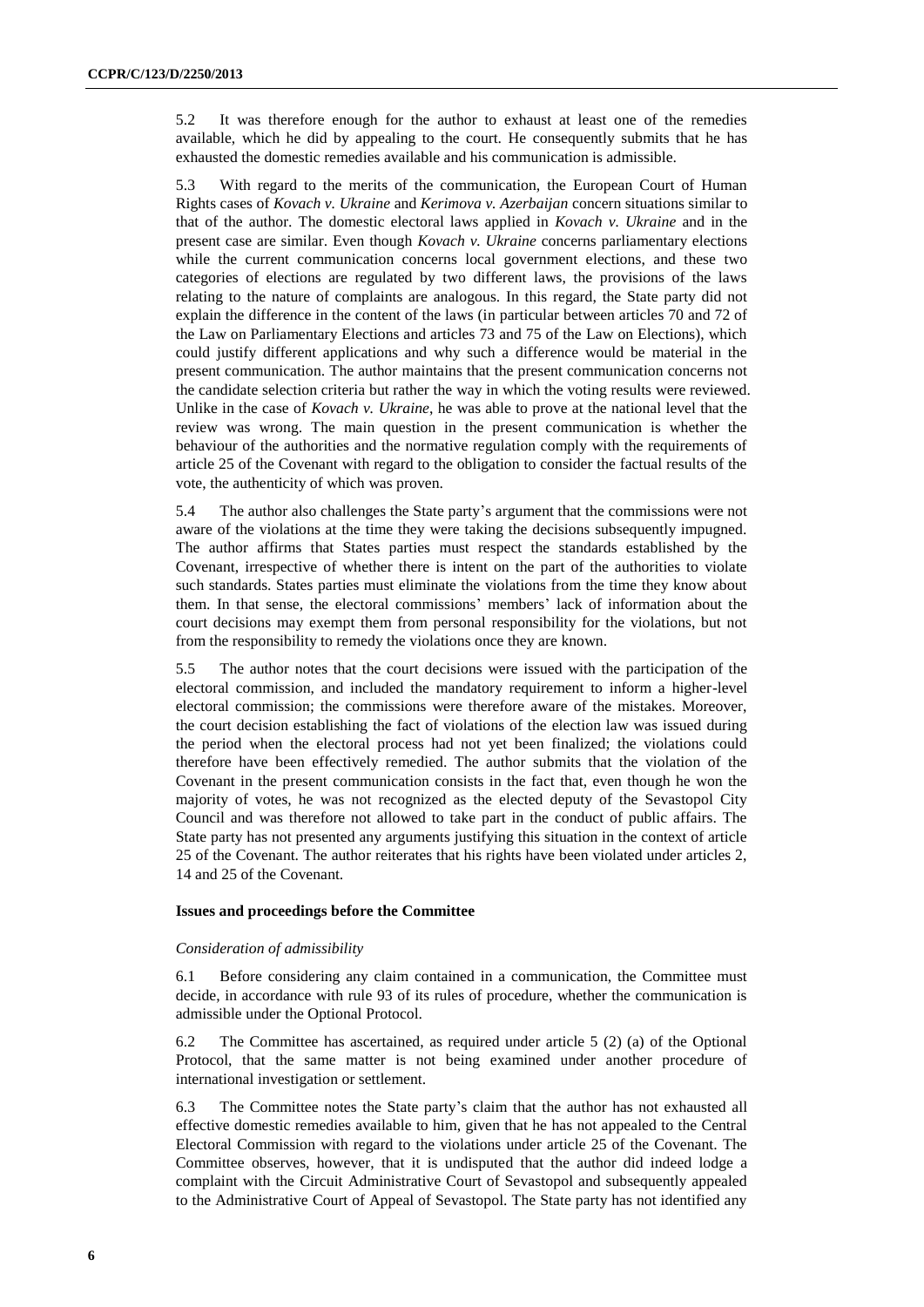5.2 It was therefore enough for the author to exhaust at least one of the remedies available, which he did by appealing to the court. He consequently submits that he has exhausted the domestic remedies available and his communication is admissible.

5.3 With regard to the merits of the communication, the European Court of Human Rights cases of *Kovach v. Ukraine* and *Kerimova v. Azerbaijan* concern situations similar to that of the author. The domestic electoral laws applied in *Kovach v. Ukraine* and in the present case are similar. Even though *Kovach v. Ukraine* concerns parliamentary elections while the current communication concerns local government elections, and these two categories of elections are regulated by two different laws, the provisions of the laws relating to the nature of complaints are analogous. In this regard, the State party did not explain the difference in the content of the laws (in particular between articles 70 and 72 of the Law on Parliamentary Elections and articles 73 and 75 of the Law on Elections), which could justify different applications and why such a difference would be material in the present communication. The author maintains that the present communication concerns not the candidate selection criteria but rather the way in which the voting results were reviewed. Unlike in the case of *Kovach v. Ukraine*, he was able to prove at the national level that the review was wrong. The main question in the present communication is whether the behaviour of the authorities and the normative regulation comply with the requirements of article 25 of the Covenant with regard to the obligation to consider the factual results of the vote, the authenticity of which was proven.

5.4 The author also challenges the State party's argument that the commissions were not aware of the violations at the time they were taking the decisions subsequently impugned. The author affirms that States parties must respect the standards established by the Covenant, irrespective of whether there is intent on the part of the authorities to violate such standards. States parties must eliminate the violations from the time they know about them. In that sense, the electoral commissions' members' lack of information about the court decisions may exempt them from personal responsibility for the violations, but not from the responsibility to remedy the violations once they are known.

5.5 The author notes that the court decisions were issued with the participation of the electoral commission, and included the mandatory requirement to inform a higher-level electoral commission; the commissions were therefore aware of the mistakes. Moreover, the court decision establishing the fact of violations of the election law was issued during the period when the electoral process had not yet been finalized; the violations could therefore have been effectively remedied. The author submits that the violation of the Covenant in the present communication consists in the fact that, even though he won the majority of votes, he was not recognized as the elected deputy of the Sevastopol City Council and was therefore not allowed to take part in the conduct of public affairs. The State party has not presented any arguments justifying this situation in the context of article 25 of the Covenant. The author reiterates that his rights have been violated under articles 2, 14 and 25 of the Covenant.

### Issues and proceedings before the Committee

#### *Consideration of admissibility*

6.1 Before considering any claim contained in a communication, the Committee must decide, in accordance with rule 93 of its rules of procedure, whether the communication is admissible under the Optional Protocol.

6.2 The Committee has ascertained, as required under article 5 (2) (a) of the Optional Protocol, that the same matter is not being examined under another procedure of international investigation or settlement.

6.3 The Committee notes the State party's claim that the author has not exhausted all effective domestic remedies available to him, given that he has not appealed to the Central Electoral Commission with regard to the violations under article 25 of the Covenant. The Committee observes, however, that it is undisputed that the author did indeed lodge a complaint with the Circuit Administrative Court of Sevastopol and subsequently appealed to the Administrative Court of Appeal of Sevastopol. The State party has not identified any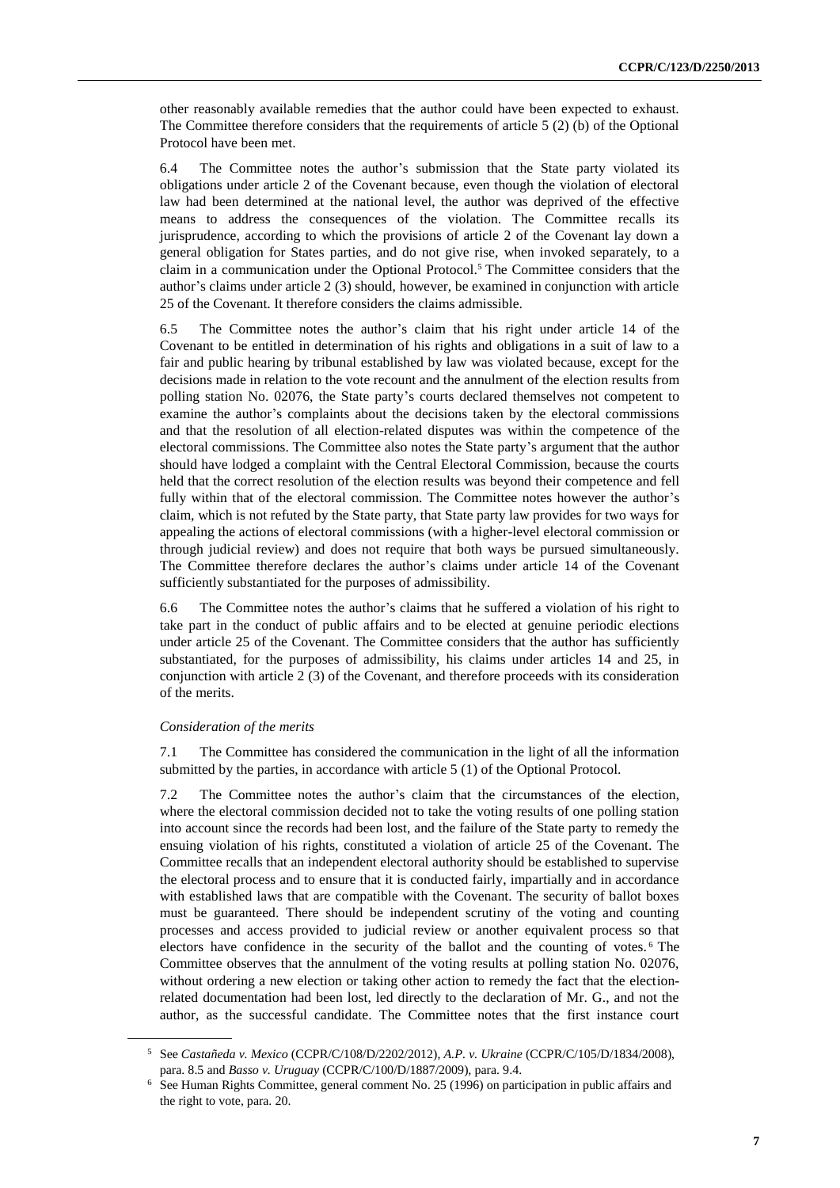other reasonably available remedies that the author could have been expected to exhaust. The Committee therefore considers that the requirements of article 5 (2) (b) of the Optional Protocol have been met.

6.4 The Committee notes the author's submission that the State party violated its obligations under article 2 of the Covenant because, even though the violation of electoral law had been determined at the national level, the author was deprived of the effective means to address the consequences of the violation. The Committee recalls its jurisprudence, according to which the provisions of article 2 of the Covenant lay down a general obligation for States parties, and do not give rise, when invoked separately, to a claim in a communication under the Optional Protocol.[5] The Committee considers that the author's claims under article 2 (3) should, however, be examined in conjunction with article 25 of the Covenant. It therefore considers the claims admissible.

6.5 The Committee notes the author's claim that his right under article 14 of the Covenant to be entitled in determination of his rights and obligations in a suit of law to a fair and public hearing by tribunal established by law was violated because, except for the decisions made in relation to the vote recount and the annulment of the election results from polling station No. 02076, the State party's courts declared themselves not competent to examine the author's complaints about the decisions taken by the electoral commissions and that the resolution of all election-related disputes was within the competence of the electoral commissions. The Committee also notes the State party's argument that the author should have lodged a complaint with the Central Electoral Commission, because the courts held that the correct resolution of the election results was beyond their competence and fell fully within that of the electoral commission. The Committee notes however the author's claim, which is not refuted by the State party, that State party law provides for two ways for appealing the actions of electoral commissions (with a higher-level electoral commission or through judicial review) and does not require that both ways be pursued simultaneously. The Committee therefore declares the author's claims under article 14 of the Covenant sufficiently substantiated for the purposes of admissibility.

6.6 The Committee notes the author's claims that he suffered a violation of his right to take part in the conduct of public affairs and to be elected at genuine periodic elections under article 25 of the Covenant. The Committee considers that the author has sufficiently substantiated, for the purposes of admissibility, his claims under articles 14 and 25, in conjunction with article 2 (3) of the Covenant, and therefore proceeds with its consideration of the merits.

*Consideration of the merits*

7.1 The Committee has considered the communication in the light of all the information submitted by the parties, in accordance with article 5 (1) of the Optional Protocol.

7.2 The Committee notes the author's claim that the circumstances of the election, where the electoral commission decided not to take the voting results of one polling station into account since the records had been lost, and the failure of the State party to remedy the ensuing violation of his rights, constituted a violation of article 25 of the Covenant. The Committee recalls that an independent electoral authority should be established to supervise the electoral process and to ensure that it is conducted fairly, impartially and in accordance with established laws that are compatible with the Covenant. The security of ballot boxes must be guaranteed. There should be independent scrutiny of the voting and counting processes and access provided to judicial review or another equivalent process so that electors have confidence in the security of the ballot and the counting of votes.[6] The Committee observes that the annulment of the voting results at polling station No. 02076, without ordering a new election or taking other action to remedy the fact that the election-related documentation had been lost, led directly to the declaration of Mr. G., and not the author, as the successful candidate. The Committee notes that the first instance court

---

[5] See *Castañeda v. Mexico* (CCPR/C/108/D/2202/2012), *A.P. v. Ukraine* (CCPR/C/105/D/1834/2008), para. 8.5 and *Basso v. Uruguay* (CCPR/C/100/D/1887/2009), para. 9.4.

[6] See Human Rights Committee, general comment No. 25 (1996) on participation in public affairs and the right to vote, para. 20.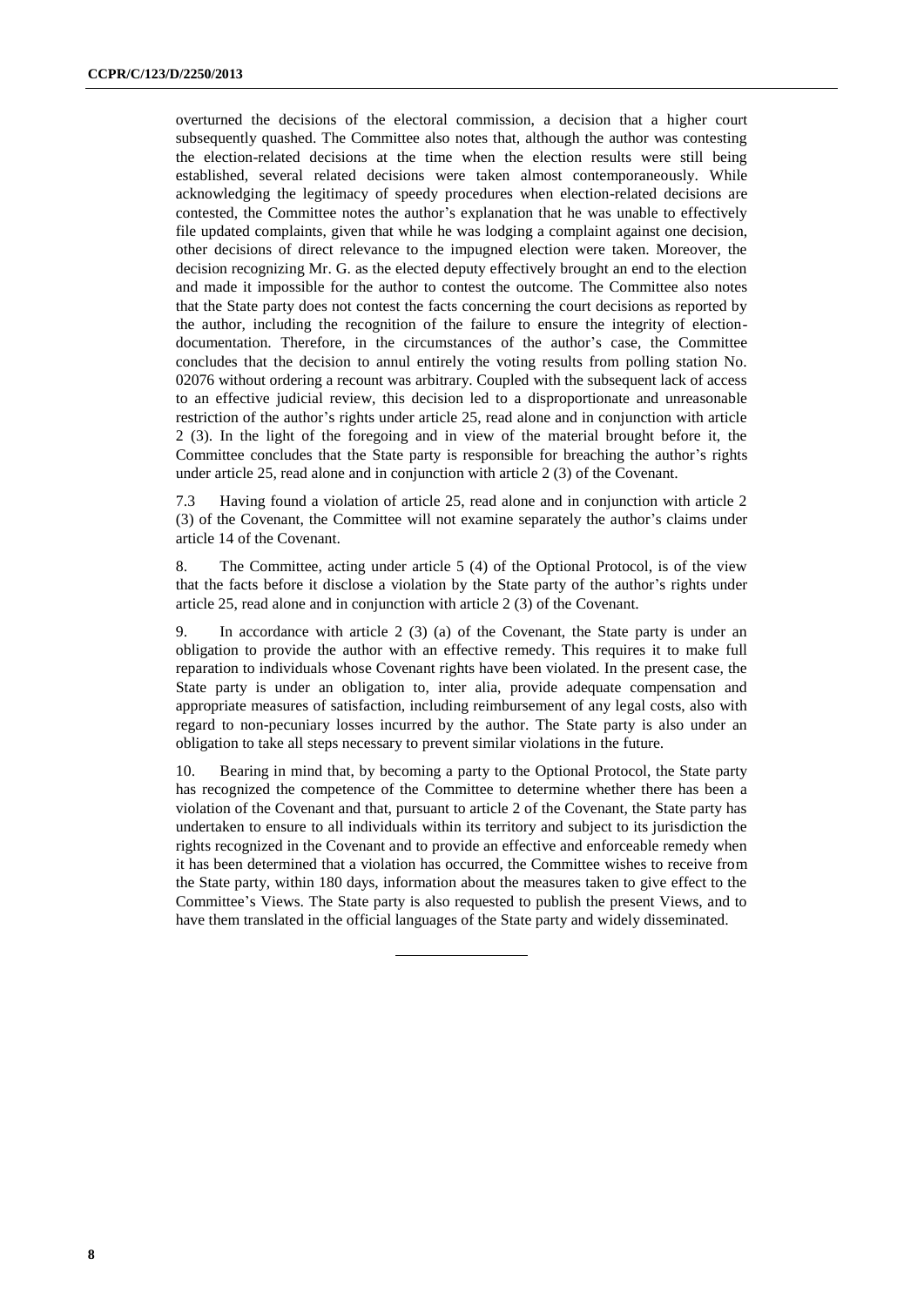overturned the decisions of the electoral commission, a decision that a higher court subsequently quashed. The Committee also notes that, although the author was contesting the election-related decisions at the time when the election results were still being established, several related decisions were taken almost contemporaneously. While acknowledging the legitimacy of speedy procedures when election-related decisions are contested, the Committee notes the author's explanation that he was unable to effectively file updated complaints, given that while he was lodging a complaint against one decision, other decisions of direct relevance to the impugned election were taken. Moreover, the decision recognizing Mr. G. as the elected deputy effectively brought an end to the election and made it impossible for the author to contest the outcome. The Committee also notes that the State party does not contest the facts concerning the court decisions as reported by the author, including the recognition of the failure to ensure the integrity of election-documentation. Therefore, in the circumstances of the author's case, the Committee concludes that the decision to annul entirely the voting results from polling station No. 02076 without ordering a recount was arbitrary. Coupled with the subsequent lack of access to an effective judicial review, this decision led to a disproportionate and unreasonable restriction of the author's rights under article 25, read alone and in conjunction with article 2 (3). In the light of the foregoing and in view of the material brought before it, the Committee concludes that the State party is responsible for breaching the author's rights under article 25, read alone and in conjunction with article 2 (3) of the Covenant.

7.3 Having found a violation of article 25, read alone and in conjunction with article 2 (3) of the Covenant, the Committee will not examine separately the author's claims under article 14 of the Covenant.

8. The Committee, acting under article 5 (4) of the Optional Protocol, is of the view that the facts before it disclose a violation by the State party of the author's rights under article 25, read alone and in conjunction with article 2 (3) of the Covenant.

9. In accordance with article 2 (3) (a) of the Covenant, the State party is under an obligation to provide the author with an effective remedy. This requires it to make full reparation to individuals whose Covenant rights have been violated. In the present case, the State party is under an obligation to, inter alia, provide adequate compensation and appropriate measures of satisfaction, including reimbursement of any legal costs, also with regard to non-pecuniary losses incurred by the author. The State party is also under an obligation to take all steps necessary to prevent similar violations in the future.

10. Bearing in mind that, by becoming a party to the Optional Protocol, the State party has recognized the competence of the Committee to determine whether there has been a violation of the Covenant and that, pursuant to article 2 of the Covenant, the State party has undertaken to ensure to all individuals within its territory and subject to its jurisdiction the rights recognized in the Covenant and to provide an effective and enforceable remedy when it has been determined that a violation has occurred, the Committee wishes to receive from the State party, within 180 days, information about the measures taken to give effect to the Committee's Views. The State party is also requested to publish the present Views, and to have them translated in the official languages of the State party and widely disseminated.